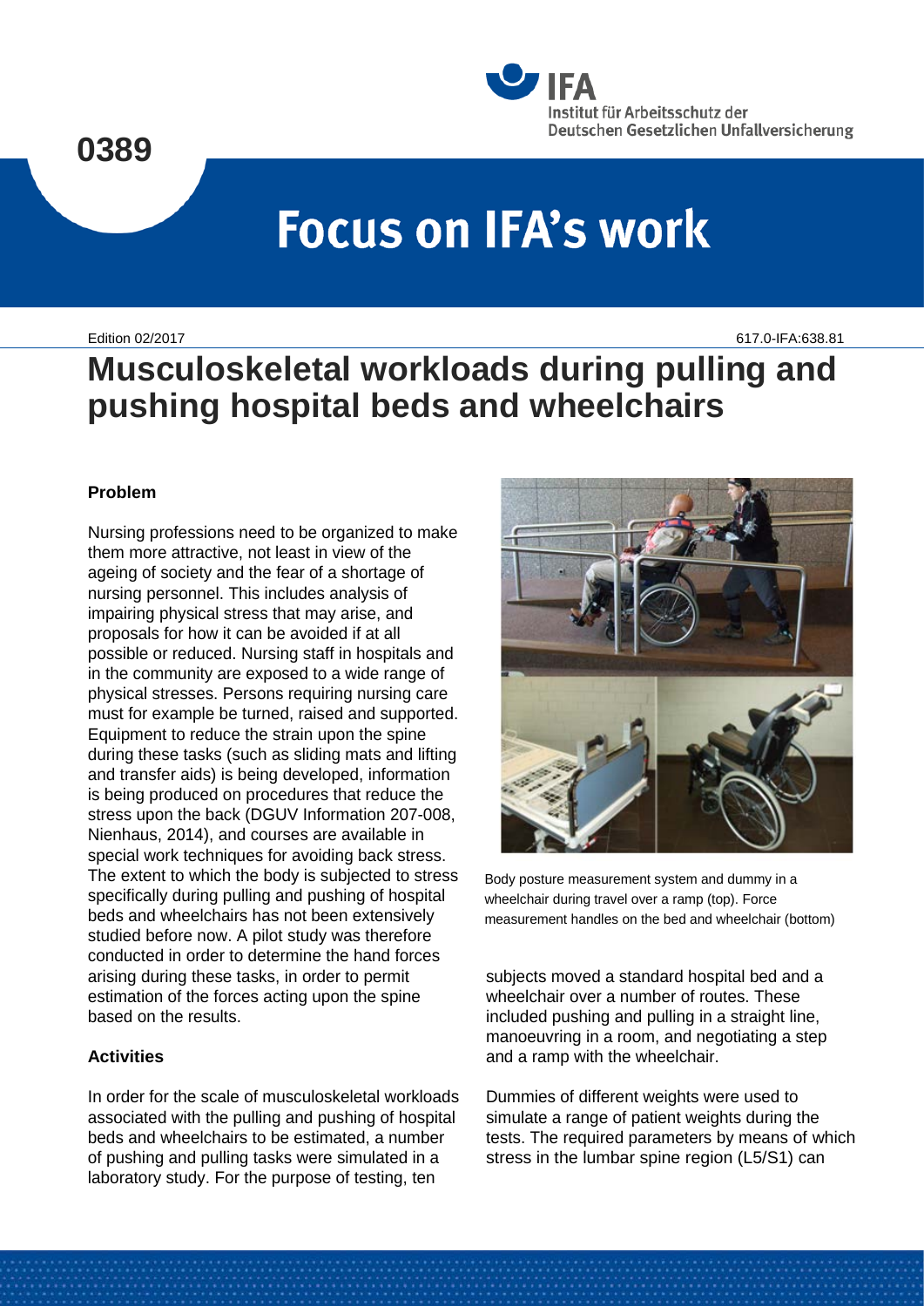0389

# Focus on IFA's work

Edition 02/2017 617.0-IFA:638.81

# Musculoskeletal workloads during pulling and pushing hospital beds and wheelchairs

## Problem

Nursing professions need to be organized to make them more attractive, not least in view of the ageing of society and the fear of a shortage of nursing personnel. This includes analysis of impairing physical stress that may arise, and proposals for how it can be avoided if at all possible or reduced. Nursing staff in hospitals and in the community are exposed to a wide range of physical stresses. Persons requiring nursing care must for example be turned, raised and supported. Equipment to reduce the strain upon the spine during these tasks (such as sliding mats and lifting and transfer aids) is being developed, information is being produced on procedures that reduce the stress upon the back (DGUV Information 207-008, Nienhaus, 2014), and courses are available in special work techniques for avoiding back stress. The extent to which the body is subjected to stress specifically during pulling and pushing of hospital beds and wheelchairs has not been extensively studied before now. A pilot study was therefore conducted in order to determine the hand forces arising during these tasks, in order to permit estimation of the forces acting upon the spine based on the results.

## Activities

In order for the scale of musculoskeletal workloads associated with the pulling and pushing of hospital beds and wheelchairs to be estimated, a number of pushing and pulling tasks were simulated in a laboratory study. For the purpose of testing, ten subjects moved a standard hospital bed and a wheelchair over a number of routes. These included pushing and pulling in a straight line, manoeuvring in a room, and negotiating a step and a ramp with the wheelchair.

Body posture measurement system and dummy in a wheelchair during travel over a ramp (top). Force measurement handles on the bed and wheelchair (bottom)

Dummies of different weights were used to simulate a range of patient weights during the tests. The required parameters by means of which stress in the lumbar spine region (L5/S1) can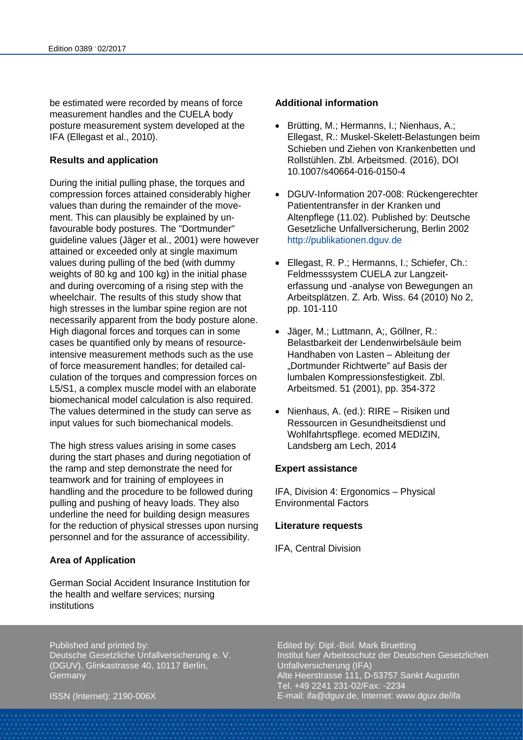be estimated were recorded by means of force measurement handles and the CUELA body posture measurement system developed at the IFA (Ellegast et al., 2010).

## Results and application

During the initial pulling phase, the torques and compression forces attained considerably higher values than during the remainder of the movement. This can plausibly be explained by unfavourable body postures. The "Dortmunder" guideline values (Jäger et al., 2001) were however attained or exceeded only at single maximum values during pulling of the bed (with dummy weights of 80 kg and 100 kg) in the initial phase and during overcoming of a rising step with the wheelchair. The results of this study show that high stresses in the lumbar spine region are not necessarily apparent from the body posture alone. High diagonal forces and torques can in some cases be quantified only by means of resource-intensive measurement methods such as the use of force measurement handles; for detailed calculation of the torques and compression forces on L5/S1, a complex muscle model with an elaborate biomechanical model calculation is also required. The values determined in the study can serve as input values for such biomechanical models.

The high stress values arising in some cases during the start phases and during negotiation of the ramp and step demonstrate the need for teamwork and for training of employees in handling and the procedure to be followed during pulling and pushing of heavy loads. They also underline the need for building design measures for the reduction of physical stresses upon nursing personnel and for the assurance of accessibility.

## Area of Application

German Social Accident Insurance Institution for the health and welfare services; nursing institutions

## Additional information

- Brütting, M.; Hermanns, I.; Nienhaus, A.; Ellegast, R.: Muskel-Skelett-Belastungen beim Schieben und Ziehen von Krankenbetten und Rollstühlen. Zbl. Arbeitsmed. (2016), DOI 10.1007/s40664-016-0150-4
- DGUV-Information 207-008: Rückengerechter Patiententransfer in der Kranken und Altenpflege (11.02). Published by: Deutsche Gesetzliche Unfallversicherung, Berlin 2002 http://publikationen.dguv.de
- Ellegast, R. P.; Hermanns, I.; Schiefer, Ch.: Feldmesssystem CUELA zur Langzeiterfassung und -analyse von Bewegungen an Arbeitsplätzen. Z. Arb. Wiss. 64 (2010) No 2, pp. 101-110
- Jäger, M.; Luttmann, A;, Göllner, R.: Belastbarkeit der Lendenwirbelsäule beim Handhaben von Lasten – Ableitung der „Dortmunder Richtwerte" auf Basis der lumbalen Kompressionsfestigkeit. Zbl. Arbeitsmed. 51 (2001), pp. 354-372
- Nienhaus, A. (ed.): RIRE – Risiken und Ressourcen in Gesundheitsdienst und Wohlfahrtspflege. ecomed MEDIZIN, Landsberg am Lech, 2014

## Expert assistance

IFA, Division 4: Ergonomics – Physical Environmental Factors

## Literature requests

IFA, Central Division

Published and printed by:
Deutsche Gesetzliche Unfallversicherung e. V. (DGUV), Glinkastrasse 40, 10117 Berlin, Germany

ISSN (Internet): 2190-006X

Edited by: Dipl.-Biol. Mark Bruetting
Institut fuer Arbeitsschutz der Deutschen Gesetzlichen Unfallversicherung (IFA)
Alte Heerstrasse 111, D-53757 Sankt Augustin
Tel. +49 2241 231-02/Fax: -2234
E-mail: ifa@dguv.de, Internet: www.dguv.de/ifa